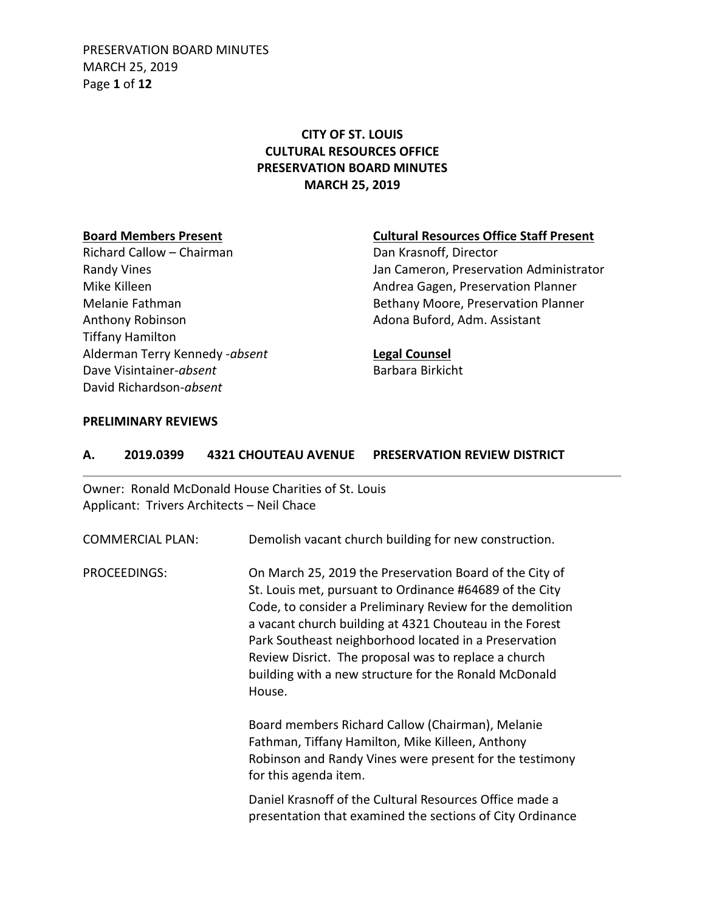# CITY OF ST. LOUIS
# CULTURAL RESOURCES OFFICE
# PRESERVATION BOARD MINUTES
# MARCH 25, 2019

**Board Members Present**

Richard Callow – Chairman
Randy Vines
Mike Killeen
Melanie Fathman
Anthony Robinson
Tiffany Hamilton
Alderman Terry Kennedy -*absent*
Dave Visintainer-*absent*
David Richardson-*absent*

**Cultural Resources Office Staff Present**

Dan Krasnoff, Director
Jan Cameron, Preservation Administrator
Andrea Gagen, Preservation Planner
Bethany Moore, Preservation Planner
Adona Buford, Adm. Assistant

**Legal Counsel**

Barbara Birkicht

**PRELIMINARY REVIEWS**

**A. 2019.0399 4321 CHOUTEAU AVENUE PRESERVATION REVIEW DISTRICT**

Owner: Ronald McDonald House Charities of St. Louis
Applicant: Trivers Architects – Neil Chace

COMMERCIAL PLAN: Demolish vacant church building for new construction.

PROCEEDINGS: On March 25, 2019 the Preservation Board of the City of St. Louis met, pursuant to Ordinance #64689 of the City Code, to consider a Preliminary Review for the demolition a vacant church building at 4321 Chouteau in the Forest Park Southeast neighborhood located in a Preservation Review Disrict. The proposal was to replace a church building with a new structure for the Ronald McDonald House.

Board members Richard Callow (Chairman), Melanie Fathman, Tiffany Hamilton, Mike Killeen, Anthony Robinson and Randy Vines were present for the testimony for this agenda item.

Daniel Krasnoff of the Cultural Resources Office made a presentation that examined the sections of City Ordinance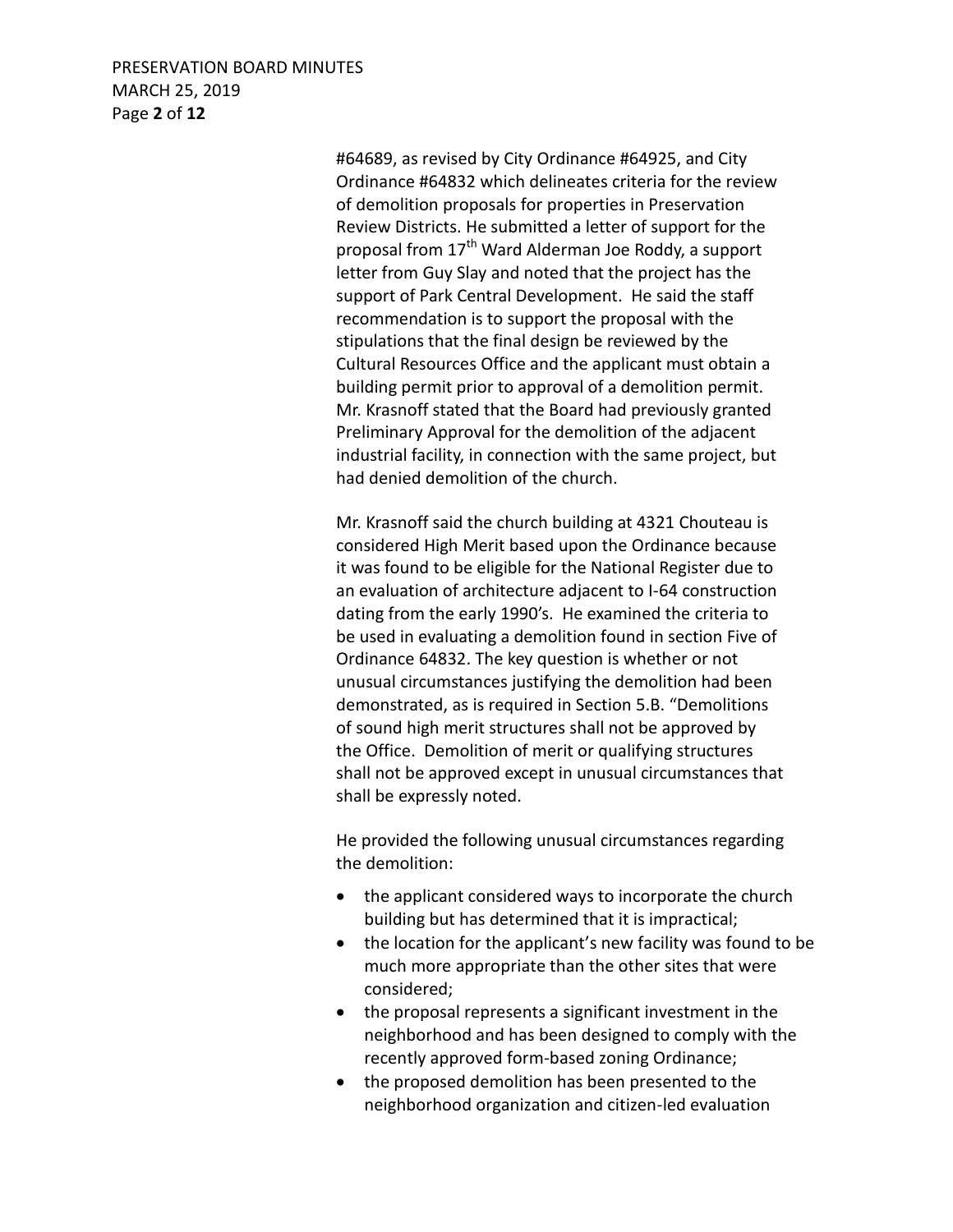#64689, as revised by City Ordinance #64925, and City Ordinance #64832 which delineates criteria for the review of demolition proposals for properties in Preservation Review Districts. He submitted a letter of support for the proposal from 17th Ward Alderman Joe Roddy, a support letter from Guy Slay and noted that the project has the support of Park Central Development. He said the staff recommendation is to support the proposal with the stipulations that the final design be reviewed by the Cultural Resources Office and the applicant must obtain a building permit prior to approval of a demolition permit. Mr. Krasnoff stated that the Board had previously granted Preliminary Approval for the demolition of the adjacent industrial facility, in connection with the same project, but had denied demolition of the church.

Mr. Krasnoff said the church building at 4321 Chouteau is considered High Merit based upon the Ordinance because it was found to be eligible for the National Register due to an evaluation of architecture adjacent to I-64 construction dating from the early 1990's. He examined the criteria to be used in evaluating a demolition found in section Five of Ordinance 64832. The key question is whether or not unusual circumstances justifying the demolition had been demonstrated, as is required in Section 5.B. "Demolitions of sound high merit structures shall not be approved by the Office. Demolition of merit or qualifying structures shall not be approved except in unusual circumstances that shall be expressly noted.

He provided the following unusual circumstances regarding the demolition:

- the applicant considered ways to incorporate the church building but has determined that it is impractical;
- the location for the applicant's new facility was found to be much more appropriate than the other sites that were considered;
- the proposal represents a significant investment in the neighborhood and has been designed to comply with the recently approved form-based zoning Ordinance;
- the proposed demolition has been presented to the neighborhood organization and citizen-led evaluation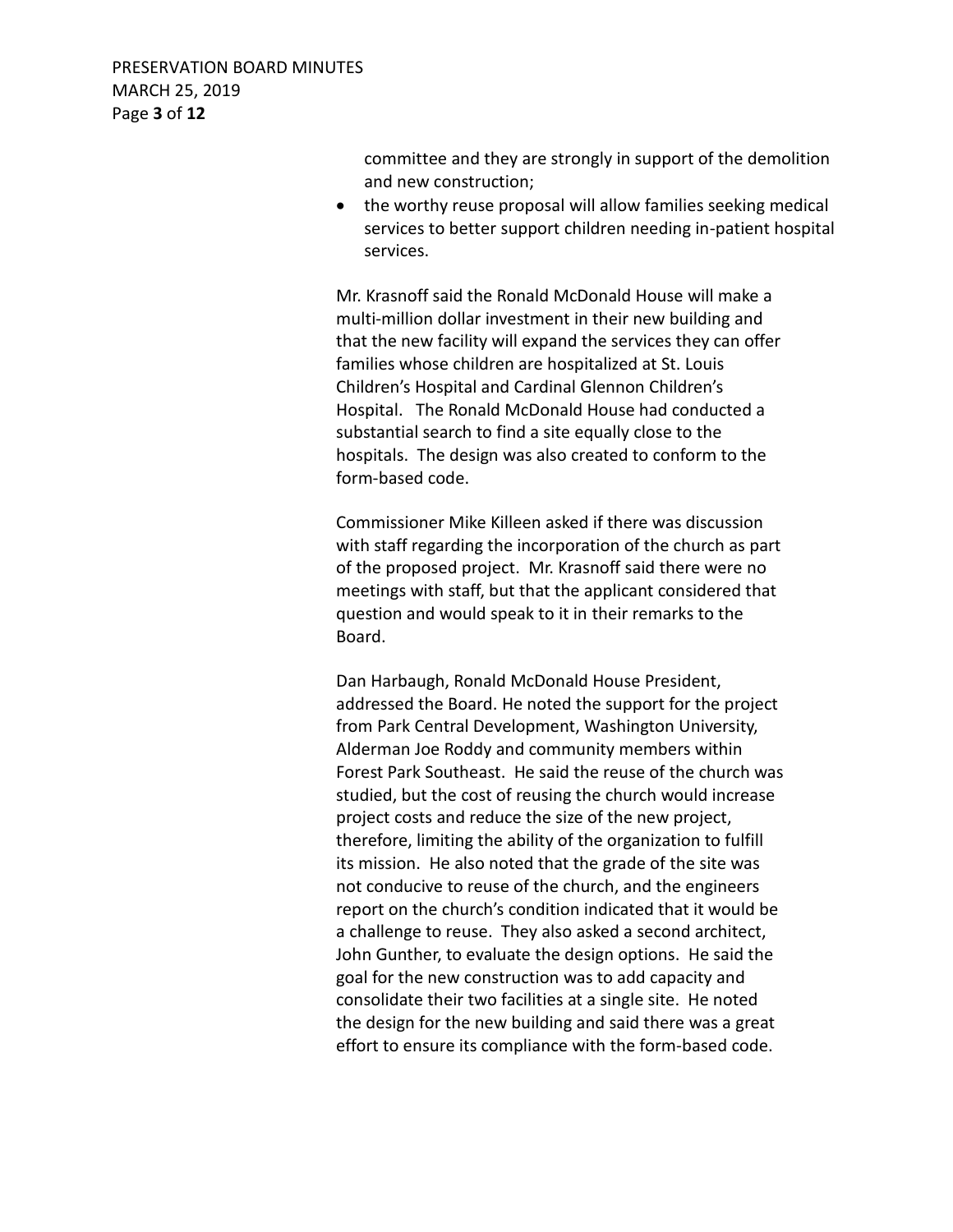committee and they are strongly in support of the demolition and new construction;

- the worthy reuse proposal will allow families seeking medical services to better support children needing in-patient hospital services.

Mr. Krasnoff said the Ronald McDonald House will make a multi-million dollar investment in their new building and that the new facility will expand the services they can offer families whose children are hospitalized at St. Louis Children's Hospital and Cardinal Glennon Children's Hospital. The Ronald McDonald House had conducted a substantial search to find a site equally close to the hospitals. The design was also created to conform to the form-based code.

Commissioner Mike Killeen asked if there was discussion with staff regarding the incorporation of the church as part of the proposed project. Mr. Krasnoff said there were no meetings with staff, but that the applicant considered that question and would speak to it in their remarks to the Board.

Dan Harbaugh, Ronald McDonald House President, addressed the Board. He noted the support for the project from Park Central Development, Washington University, Alderman Joe Roddy and community members within Forest Park Southeast. He said the reuse of the church was studied, but the cost of reusing the church would increase project costs and reduce the size of the new project, therefore, limiting the ability of the organization to fulfill its mission. He also noted that the grade of the site was not conducive to reuse of the church, and the engineers report on the church's condition indicated that it would be a challenge to reuse. They also asked a second architect, John Gunther, to evaluate the design options. He said the goal for the new construction was to add capacity and consolidate their two facilities at a single site. He noted the design for the new building and said there was a great effort to ensure its compliance with the form-based code.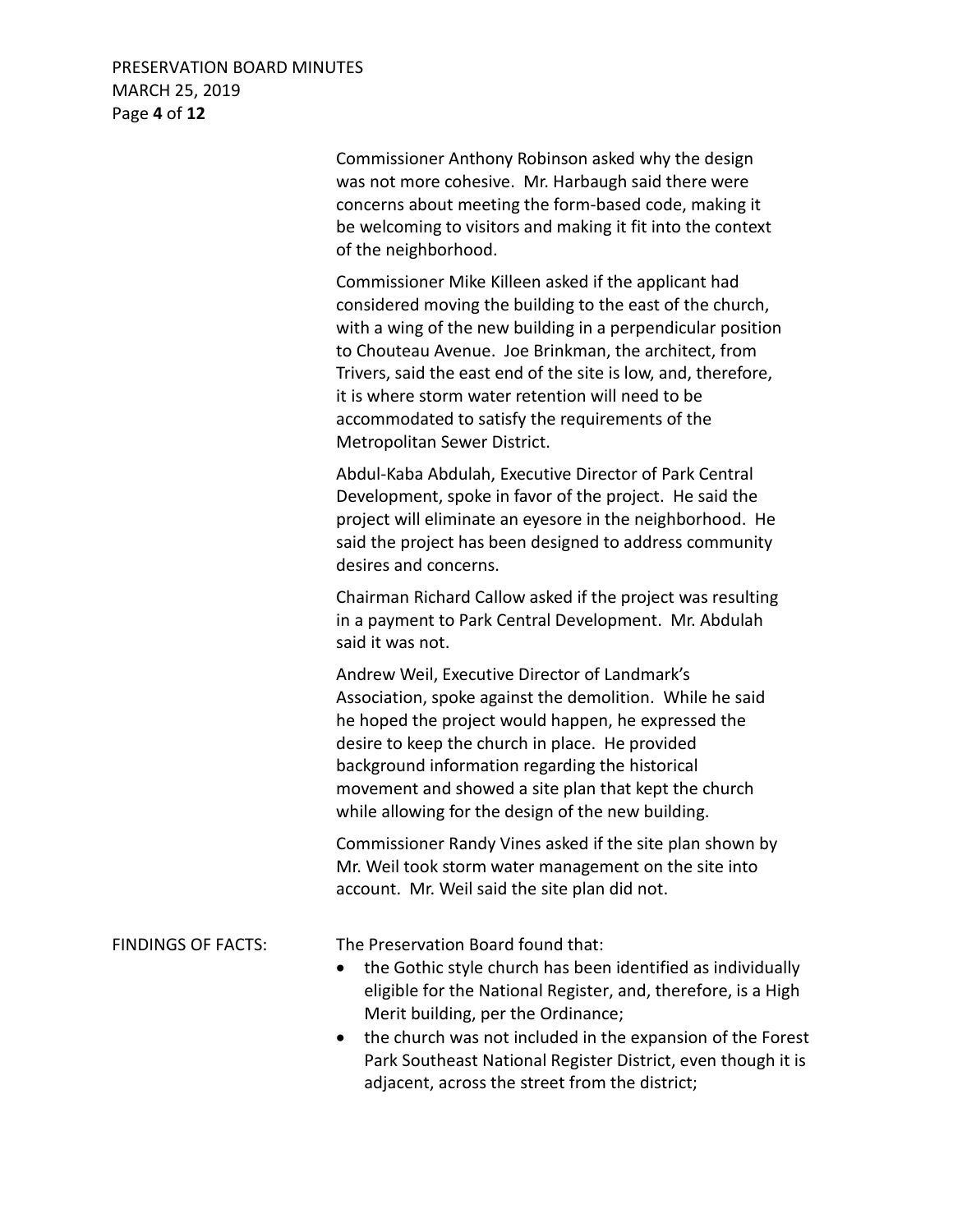Commissioner Anthony Robinson asked why the design was not more cohesive. Mr. Harbaugh said there were concerns about meeting the form-based code, making it be welcoming to visitors and making it fit into the context of the neighborhood.

Commissioner Mike Killeen asked if the applicant had considered moving the building to the east of the church, with a wing of the new building in a perpendicular position to Chouteau Avenue. Joe Brinkman, the architect, from Trivers, said the east end of the site is low, and, therefore, it is where storm water retention will need to be accommodated to satisfy the requirements of the Metropolitan Sewer District.

Abdul-Kaba Abdulah, Executive Director of Park Central Development, spoke in favor of the project. He said the project will eliminate an eyesore in the neighborhood. He said the project has been designed to address community desires and concerns.

Chairman Richard Callow asked if the project was resulting in a payment to Park Central Development. Mr. Abdulah said it was not.

Andrew Weil, Executive Director of Landmark's Association, spoke against the demolition. While he said he hoped the project would happen, he expressed the desire to keep the church in place. He provided background information regarding the historical movement and showed a site plan that kept the church while allowing for the design of the new building.

Commissioner Randy Vines asked if the site plan shown by Mr. Weil took storm water management on the site into account. Mr. Weil said the site plan did not.

FINDINGS OF FACTS: The Preservation Board found that:

- the Gothic style church has been identified as individually eligible for the National Register, and, therefore, is a High Merit building, per the Ordinance;
- the church was not included in the expansion of the Forest Park Southeast National Register District, even though it is adjacent, across the street from the district;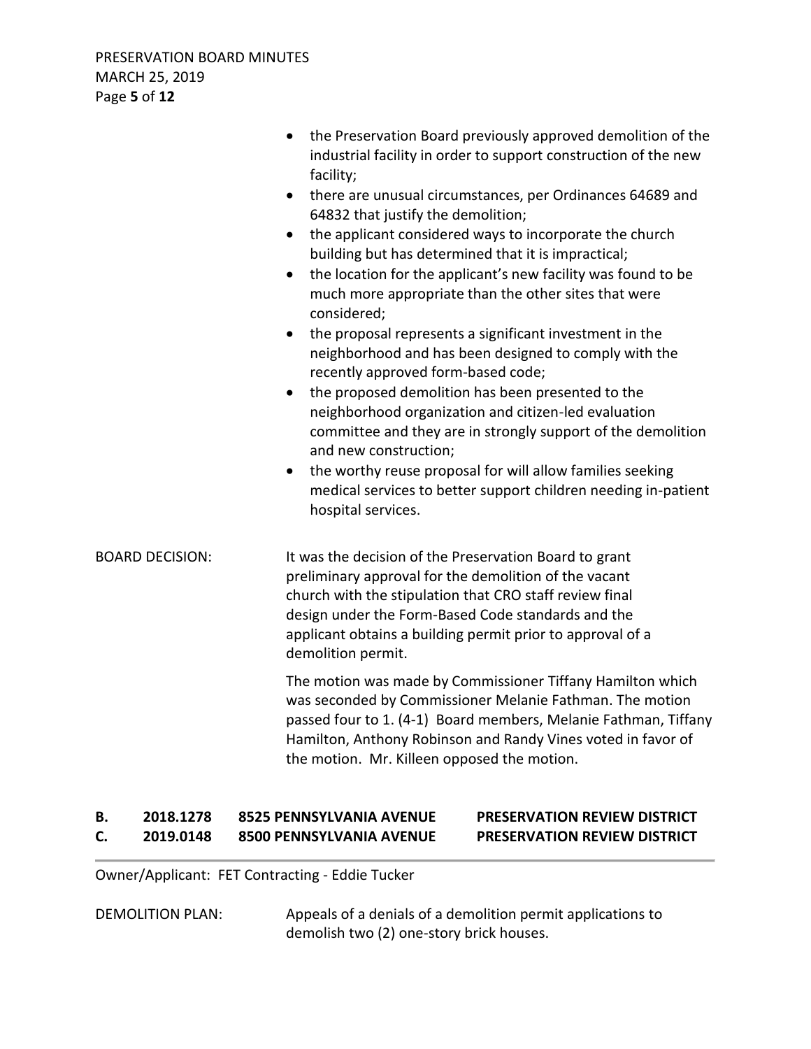- the Preservation Board previously approved demolition of the industrial facility in order to support construction of the new facility;
- there are unusual circumstances, per Ordinances 64689 and 64832 that justify the demolition;
- the applicant considered ways to incorporate the church building but has determined that it is impractical;
- the location for the applicant's new facility was found to be much more appropriate than the other sites that were considered;
- the proposal represents a significant investment in the neighborhood and has been designed to comply with the recently approved form-based code;
- the proposed demolition has been presented to the neighborhood organization and citizen-led evaluation committee and they are in strongly support of the demolition and new construction;
- the worthy reuse proposal for will allow families seeking medical services to better support children needing in-patient hospital services.

BOARD DECISION: It was the decision of the Preservation Board to grant preliminary approval for the demolition of the vacant church with the stipulation that CRO staff review final design under the Form-Based Code standards and the applicant obtains a building permit prior to approval of a demolition permit.

The motion was made by Commissioner Tiffany Hamilton which was seconded by Commissioner Melanie Fathman. The motion passed four to 1. (4-1) Board members, Melanie Fathman, Tiffany Hamilton, Anthony Robinson and Randy Vines voted in favor of the motion. Mr. Killeen opposed the motion.

**B. 2018.1278 8525 PENNSYLVANIA AVENUE PRESERVATION REVIEW DISTRICT**
**C. 2019.0148 8500 PENNSYLVANIA AVENUE PRESERVATION REVIEW DISTRICT**

Owner/Applicant: FET Contracting - Eddie Tucker

DEMOLITION PLAN: Appeals of a denials of a demolition permit applications to demolish two (2) one-story brick houses.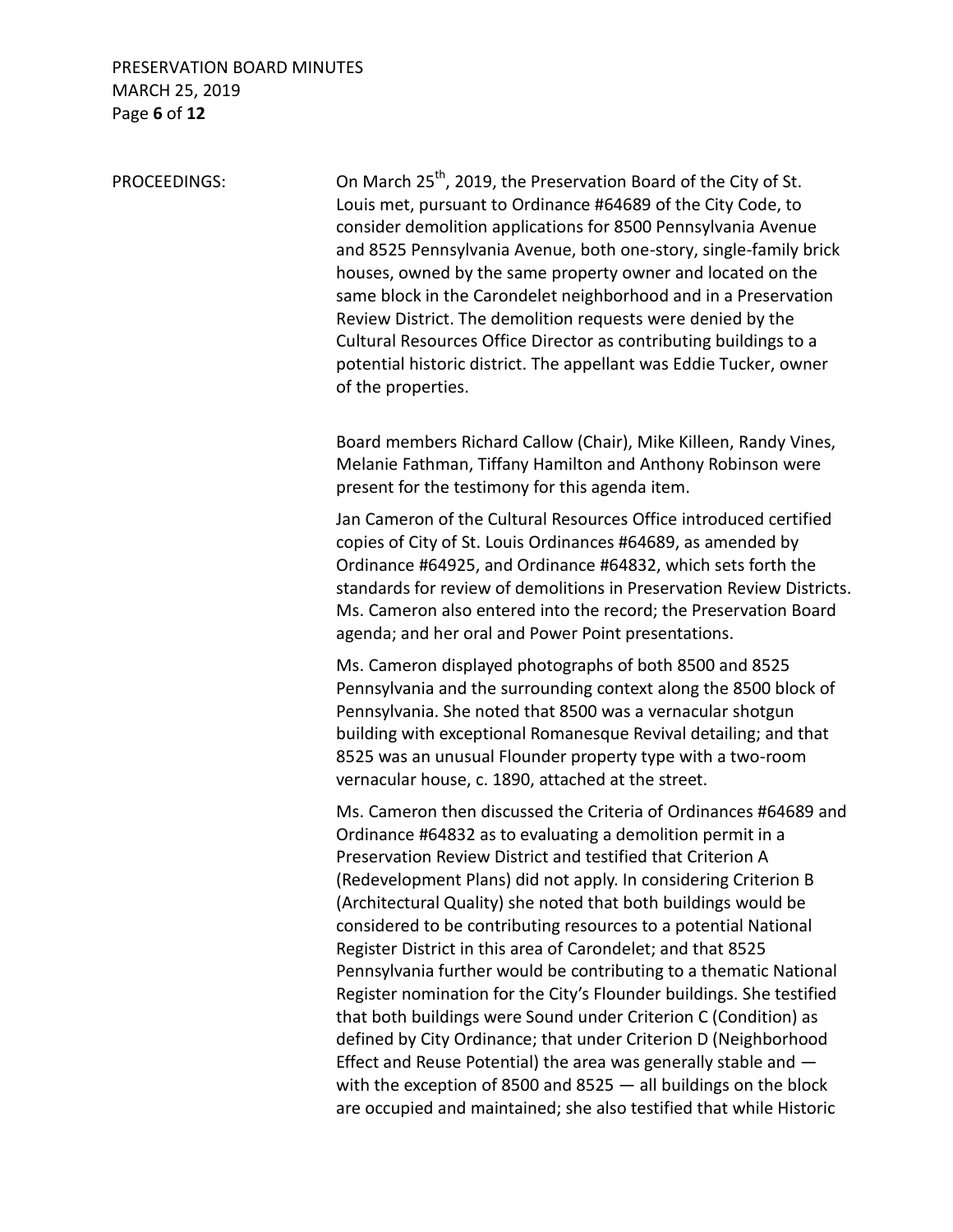PROCEEDINGS: On March 25th, 2019, the Preservation Board of the City of St. Louis met, pursuant to Ordinance #64689 of the City Code, to consider demolition applications for 8500 Pennsylvania Avenue and 8525 Pennsylvania Avenue, both one-story, single-family brick houses, owned by the same property owner and located on the same block in the Carondelet neighborhood and in a Preservation Review District. The demolition requests were denied by the Cultural Resources Office Director as contributing buildings to a potential historic district. The appellant was Eddie Tucker, owner of the properties.

Board members Richard Callow (Chair), Mike Killeen, Randy Vines, Melanie Fathman, Tiffany Hamilton and Anthony Robinson were present for the testimony for this agenda item.

Jan Cameron of the Cultural Resources Office introduced certified copies of City of St. Louis Ordinances #64689, as amended by Ordinance #64925, and Ordinance #64832, which sets forth the standards for review of demolitions in Preservation Review Districts. Ms. Cameron also entered into the record; the Preservation Board agenda; and her oral and Power Point presentations.

Ms. Cameron displayed photographs of both 8500 and 8525 Pennsylvania and the surrounding context along the 8500 block of Pennsylvania. She noted that 8500 was a vernacular shotgun building with exceptional Romanesque Revival detailing; and that 8525 was an unusual Flounder property type with a two-room vernacular house, c. 1890, attached at the street.

Ms. Cameron then discussed the Criteria of Ordinances #64689 and Ordinance #64832 as to evaluating a demolition permit in a Preservation Review District and testified that Criterion A (Redevelopment Plans) did not apply. In considering Criterion B (Architectural Quality) she noted that both buildings would be considered to be contributing resources to a potential National Register District in this area of Carondelet; and that 8525 Pennsylvania further would be contributing to a thematic National Register nomination for the City's Flounder buildings. She testified that both buildings were Sound under Criterion C (Condition) as defined by City Ordinance; that under Criterion D (Neighborhood Effect and Reuse Potential) the area was generally stable and — with the exception of 8500 and 8525 — all buildings on the block are occupied and maintained; she also testified that while Historic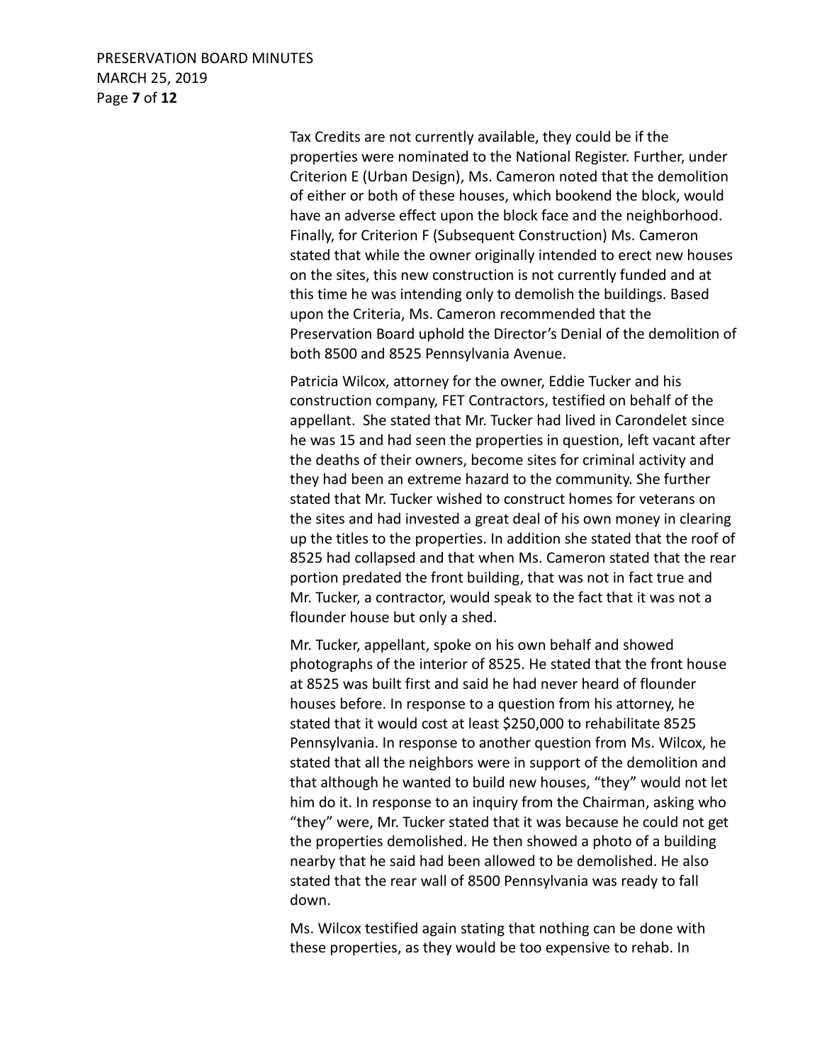Tax Credits are not currently available, they could be if the properties were nominated to the National Register. Further, under Criterion E (Urban Design), Ms. Cameron noted that the demolition of either or both of these houses, which bookend the block, would have an adverse effect upon the block face and the neighborhood. Finally, for Criterion F (Subsequent Construction) Ms. Cameron stated that while the owner originally intended to erect new houses on the sites, this new construction is not currently funded and at this time he was intending only to demolish the buildings. Based upon the Criteria, Ms. Cameron recommended that the Preservation Board uphold the Director's Denial of the demolition of both 8500 and 8525 Pennsylvania Avenue.

Patricia Wilcox, attorney for the owner, Eddie Tucker and his construction company, FET Contractors, testified on behalf of the appellant. She stated that Mr. Tucker had lived in Carondelet since he was 15 and had seen the properties in question, left vacant after the deaths of their owners, become sites for criminal activity and they had been an extreme hazard to the community. She further stated that Mr. Tucker wished to construct homes for veterans on the sites and had invested a great deal of his own money in clearing up the titles to the properties. In addition she stated that the roof of 8525 had collapsed and that when Ms. Cameron stated that the rear portion predated the front building, that was not in fact true and Mr. Tucker, a contractor, would speak to the fact that it was not a flounder house but only a shed.

Mr. Tucker, appellant, spoke on his own behalf and showed photographs of the interior of 8525. He stated that the front house at 8525 was built first and said he had never heard of flounder houses before. In response to a question from his attorney, he stated that it would cost at least $250,000 to rehabilitate 8525 Pennsylvania. In response to another question from Ms. Wilcox, he stated that all the neighbors were in support of the demolition and that although he wanted to build new houses, "they" would not let him do it. In response to an inquiry from the Chairman, asking who "they" were, Mr. Tucker stated that it was because he could not get the properties demolished. He then showed a photo of a building nearby that he said had been allowed to be demolished. He also stated that the rear wall of 8500 Pennsylvania was ready to fall down.

Ms. Wilcox testified again stating that nothing can be done with these properties, as they would be too expensive to rehab. In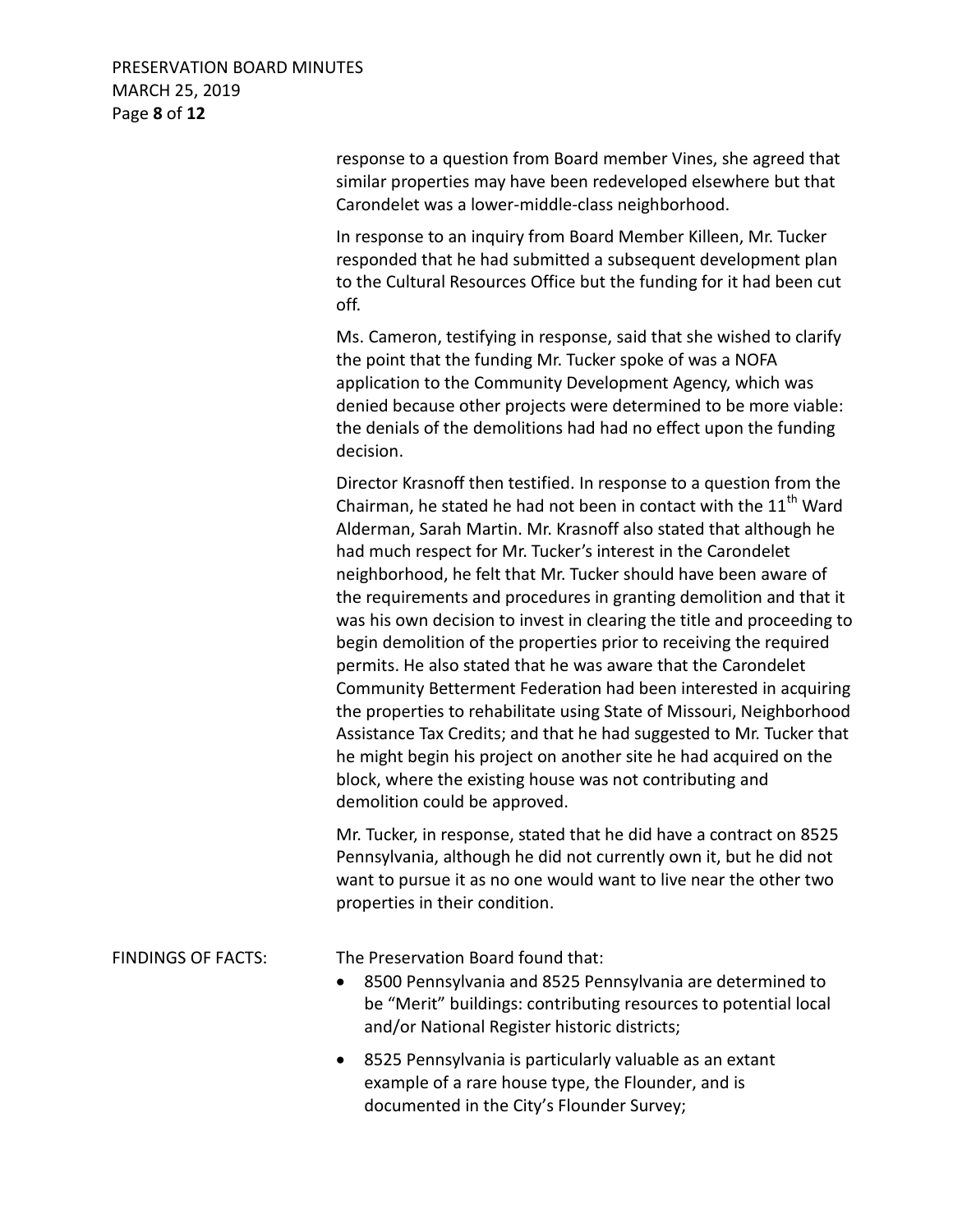response to a question from Board member Vines, she agreed that similar properties may have been redeveloped elsewhere but that Carondelet was a lower-middle-class neighborhood.

In response to an inquiry from Board Member Killeen, Mr. Tucker responded that he had submitted a subsequent development plan to the Cultural Resources Office but the funding for it had been cut off.

Ms. Cameron, testifying in response, said that she wished to clarify the point that the funding Mr. Tucker spoke of was a NOFA application to the Community Development Agency, which was denied because other projects were determined to be more viable: the denials of the demolitions had had no effect upon the funding decision.

Director Krasnoff then testified. In response to a question from the Chairman, he stated he had not been in contact with the 11th Ward Alderman, Sarah Martin. Mr. Krasnoff also stated that although he had much respect for Mr. Tucker's interest in the Carondelet neighborhood, he felt that Mr. Tucker should have been aware of the requirements and procedures in granting demolition and that it was his own decision to invest in clearing the title and proceeding to begin demolition of the properties prior to receiving the required permits. He also stated that he was aware that the Carondelet Community Betterment Federation had been interested in acquiring the properties to rehabilitate using State of Missouri, Neighborhood Assistance Tax Credits; and that he had suggested to Mr. Tucker that he might begin his project on another site he had acquired on the block, where the existing house was not contributing and demolition could be approved.

Mr. Tucker, in response, stated that he did have a contract on 8525 Pennsylvania, although he did not currently own it, but he did not want to pursue it as no one would want to live near the other two properties in their condition.

FINDINGS OF FACTS: The Preservation Board found that:

- 8500 Pennsylvania and 8525 Pennsylvania are determined to be "Merit" buildings: contributing resources to potential local and/or National Register historic districts;
- 8525 Pennsylvania is particularly valuable as an extant example of a rare house type, the Flounder, and is documented in the City's Flounder Survey;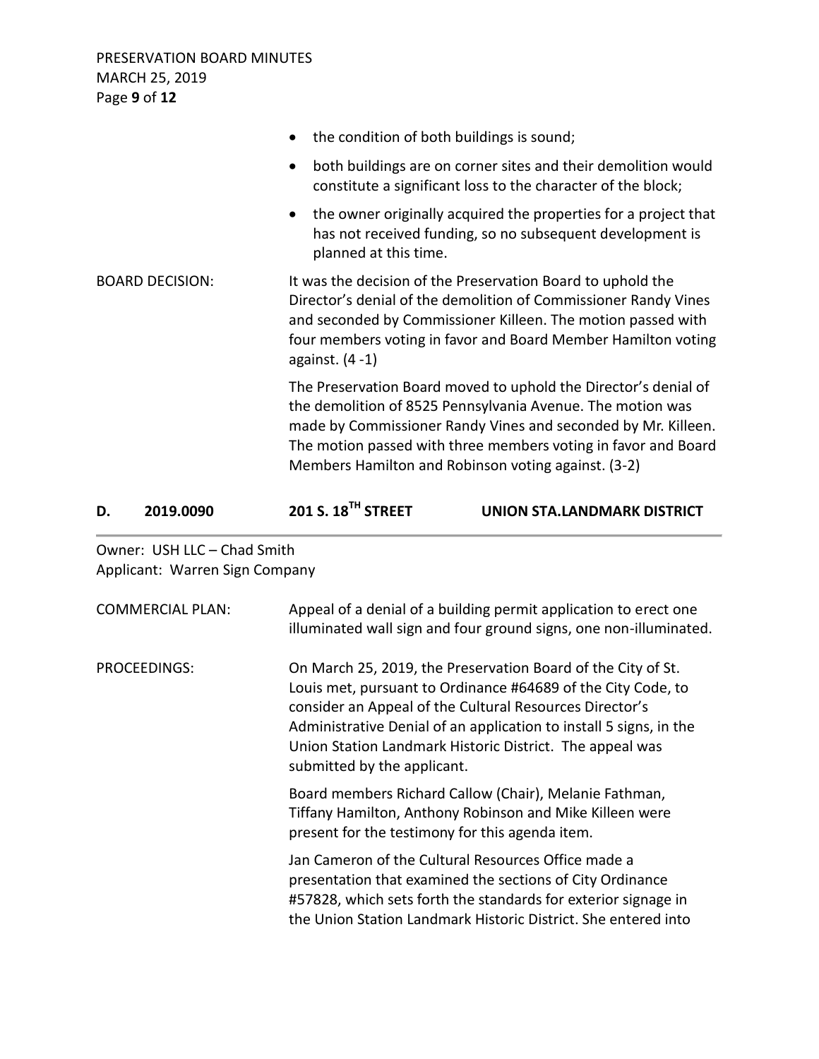- the condition of both buildings is sound;
- both buildings are on corner sites and their demolition would constitute a significant loss to the character of the block;
- the owner originally acquired the properties for a project that has not received funding, so no subsequent development is planned at this time.

BOARD DECISION: It was the decision of the Preservation Board to uphold the Director's denial of the demolition of Commissioner Randy Vines and seconded by Commissioner Killeen. The motion passed with four members voting in favor and Board Member Hamilton voting against. (4 -1)

The Preservation Board moved to uphold the Director's denial of the demolition of 8525 Pennsylvania Avenue. The motion was made by Commissioner Randy Vines and seconded by Mr. Killeen. The motion passed with three members voting in favor and Board Members Hamilton and Robinson voting against. (3-2)

## D. 2019.0090 201 S. 18TH STREET UNION STA.LANDMARK DISTRICT

Owner: USH LLC – Chad Smith
Applicant: Warren Sign Company

COMMERCIAL PLAN: Appeal of a denial of a building permit application to erect one illuminated wall sign and four ground signs, one non-illuminated.

PROCEEDINGS: On March 25, 2019, the Preservation Board of the City of St. Louis met, pursuant to Ordinance #64689 of the City Code, to consider an Appeal of the Cultural Resources Director's Administrative Denial of an application to install 5 signs, in the Union Station Landmark Historic District. The appeal was submitted by the applicant.

Board members Richard Callow (Chair), Melanie Fathman, Tiffany Hamilton, Anthony Robinson and Mike Killeen were present for the testimony for this agenda item.

Jan Cameron of the Cultural Resources Office made a presentation that examined the sections of City Ordinance #57828, which sets forth the standards for exterior signage in the Union Station Landmark Historic District. She entered into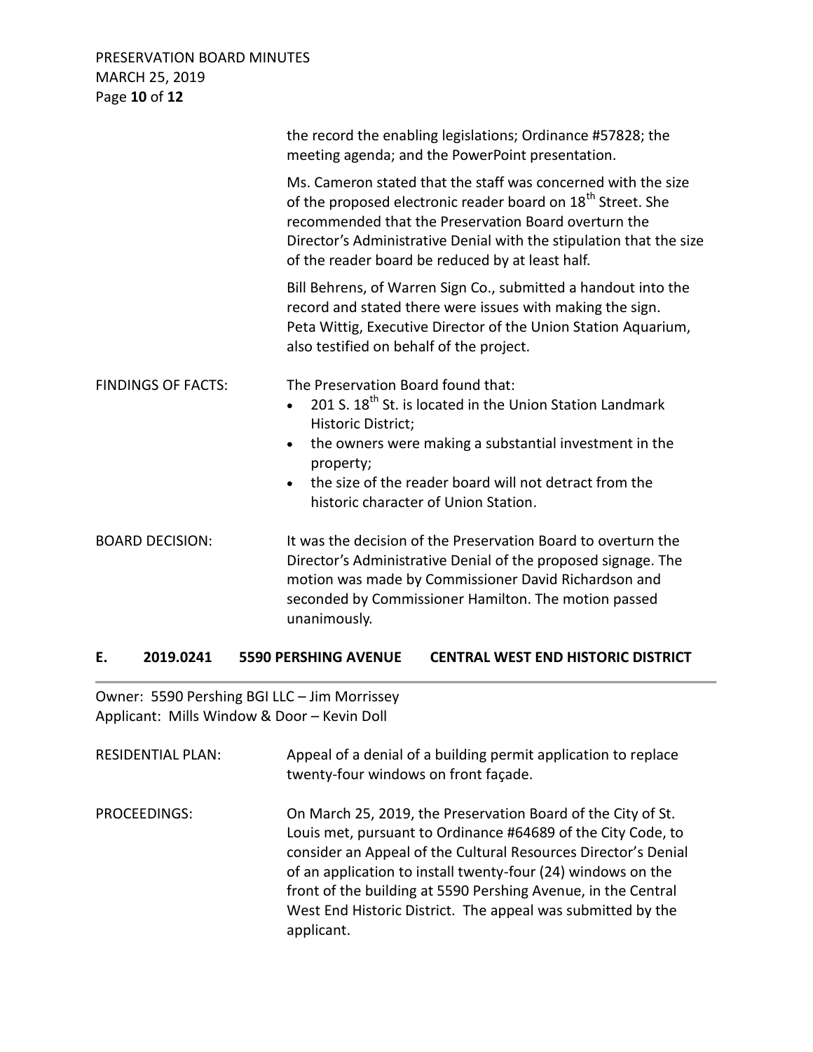the record the enabling legislations; Ordinance #57828; the meeting agenda; and the PowerPoint presentation.

Ms. Cameron stated that the staff was concerned with the size of the proposed electronic reader board on 18th Street. She recommended that the Preservation Board overturn the Director's Administrative Denial with the stipulation that the size of the reader board be reduced by at least half.

Bill Behrens, of Warren Sign Co., submitted a handout into the record and stated there were issues with making the sign. Peta Wittig, Executive Director of the Union Station Aquarium, also testified on behalf of the project.

FINDINGS OF FACTS: The Preservation Board found that:

- 201 S. 18th St. is located in the Union Station Landmark Historic District;
- the owners were making a substantial investment in the property;
- the size of the reader board will not detract from the historic character of Union Station.

BOARD DECISION: It was the decision of the Preservation Board to overturn the Director's Administrative Denial of the proposed signage. The motion was made by Commissioner David Richardson and seconded by Commissioner Hamilton. The motion passed unanimously.

## E. 2019.0241 5590 PERSHING AVENUE CENTRAL WEST END HISTORIC DISTRICT

Owner: 5590 Pershing BGI LLC – Jim Morrissey
Applicant: Mills Window & Door – Kevin Doll

RESIDENTIAL PLAN: Appeal of a denial of a building permit application to replace twenty-four windows on front façade.

PROCEEDINGS: On March 25, 2019, the Preservation Board of the City of St. Louis met, pursuant to Ordinance #64689 of the City Code, to consider an Appeal of the Cultural Resources Director's Denial of an application to install twenty-four (24) windows on the front of the building at 5590 Pershing Avenue, in the Central West End Historic District. The appeal was submitted by the applicant.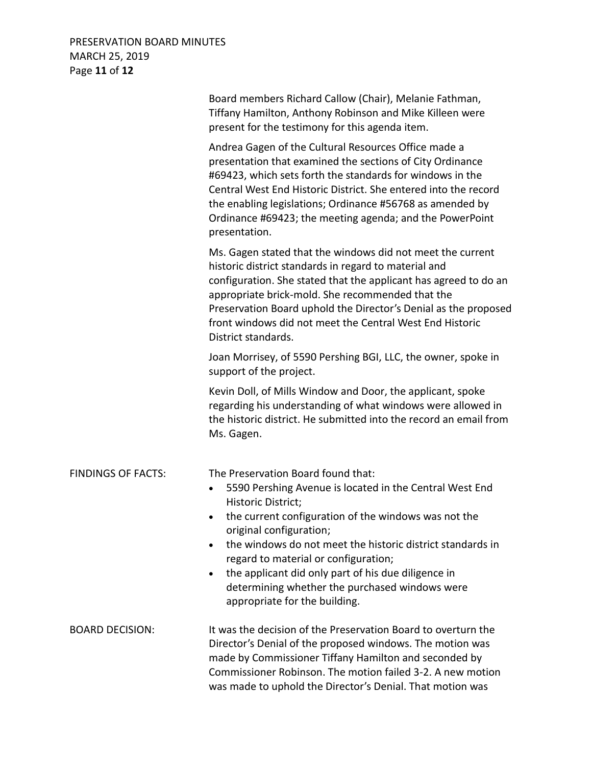Board members Richard Callow (Chair), Melanie Fathman, Tiffany Hamilton, Anthony Robinson and Mike Killeen were present for the testimony for this agenda item.

Andrea Gagen of the Cultural Resources Office made a presentation that examined the sections of City Ordinance #69423, which sets forth the standards for windows in the Central West End Historic District. She entered into the record the enabling legislations; Ordinance #56768 as amended by Ordinance #69423; the meeting agenda; and the PowerPoint presentation.

Ms. Gagen stated that the windows did not meet the current historic district standards in regard to material and configuration. She stated that the applicant has agreed to do an appropriate brick-mold. She recommended that the Preservation Board uphold the Director's Denial as the proposed front windows did not meet the Central West End Historic District standards.

Joan Morrisey, of 5590 Pershing BGI, LLC, the owner, spoke in support of the project.

Kevin Doll, of Mills Window and Door, the applicant, spoke regarding his understanding of what windows were allowed in the historic district. He submitted into the record an email from Ms. Gagen.

**FINDINGS OF FACTS:** The Preservation Board found that:

- 5590 Pershing Avenue is located in the Central West End Historic District;
- the current configuration of the windows was not the original configuration;
- the windows do not meet the historic district standards in regard to material or configuration;
- the applicant did only part of his due diligence in determining whether the purchased windows were appropriate for the building.

**BOARD DECISION:** It was the decision of the Preservation Board to overturn the Director's Denial of the proposed windows. The motion was made by Commissioner Tiffany Hamilton and seconded by Commissioner Robinson. The motion failed 3-2. A new motion was made to uphold the Director's Denial. That motion was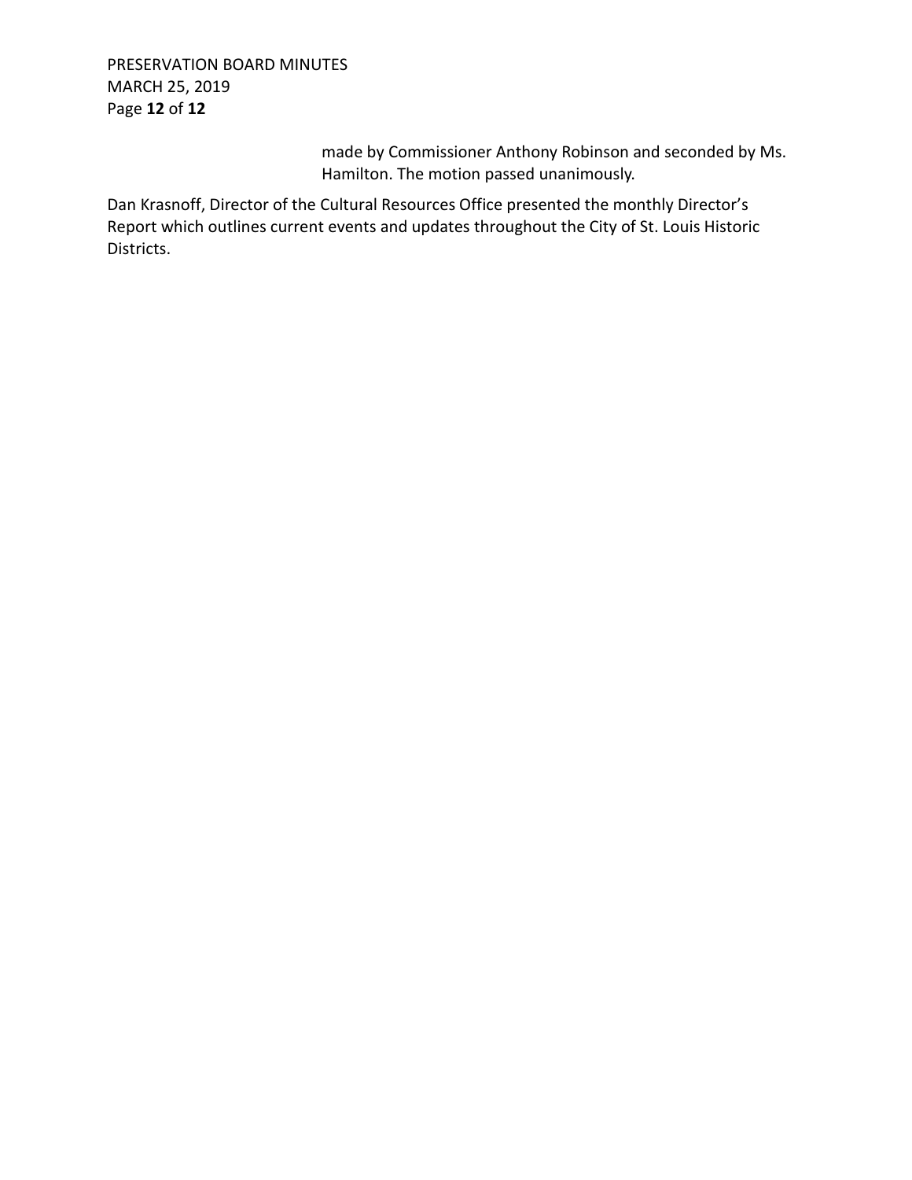made by Commissioner Anthony Robinson and seconded by Ms. Hamilton. The motion passed unanimously.

Dan Krasnoff, Director of the Cultural Resources Office presented the monthly Director's Report which outlines current events and updates throughout the City of St. Louis Historic Districts.